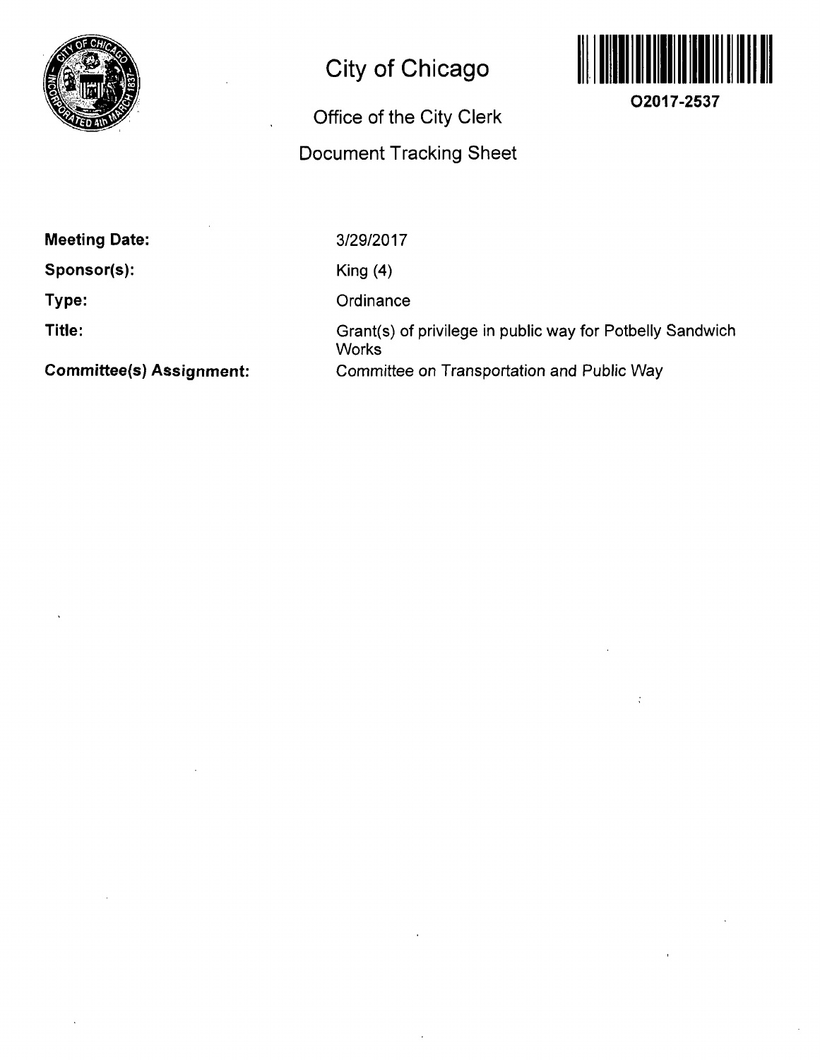# City of Chicago

O2017-2537

## Office of the City Clerk

## Document Tracking Sheet

**Meeting Date:** 3/29/2017

**Sponsor(s):** King (4)

**Type:** Ordinance

**Title:** Grant(s) of privilege in public way for Potbelly Sandwich Works

**Committee(s) Assignment:** Committee on Transportation and Public Way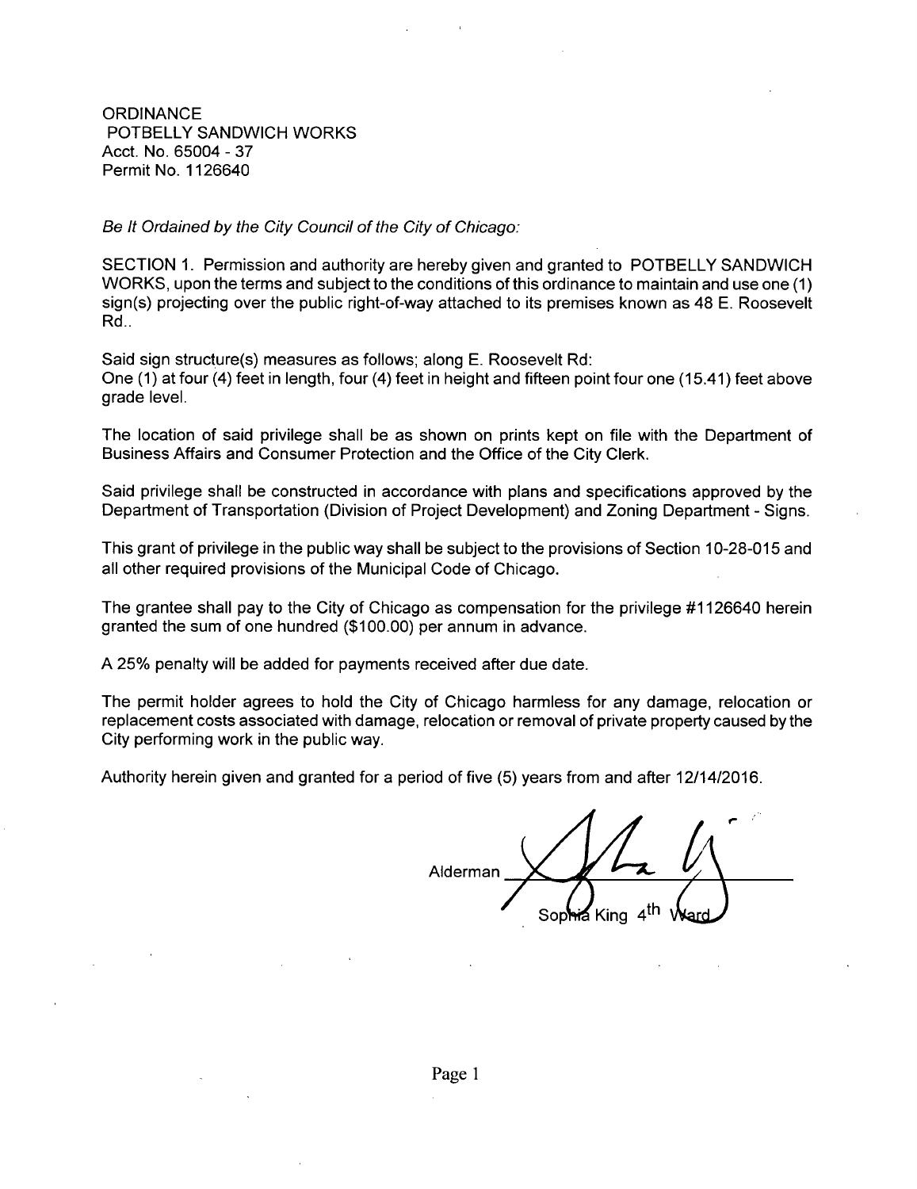ORDINANCE
POTBELLY SANDWICH WORKS
Acct. No. 65004 - 37
Permit No. 1126640

*Be It Ordained by the City Council of the City of Chicago:*

SECTION 1. Permission and authority are hereby given and granted to POTBELLY SANDWICH WORKS, upon the terms and subject to the conditions of this ordinance to maintain and use one (1) sign(s) projecting over the public right-of-way attached to its premises known as 48 E. Roosevelt Rd..

Said sign structure(s) measures as follows; along E. Roosevelt Rd:
One (1) at four (4) feet in length, four (4) feet in height and fifteen point four one (15.41) feet above grade level.

The location of said privilege shall be as shown on prints kept on file with the Department of Business Affairs and Consumer Protection and the Office of the City Clerk.

Said privilege shall be constructed in accordance with plans and specifications approved by the Department of Transportation (Division of Project Development) and Zoning Department - Signs.

This grant of privilege in the public way shall be subject to the provisions of Section 10-28-015 and all other required provisions of the Municipal Code of Chicago.

The grantee shall pay to the City of Chicago as compensation for the privilege #1126640 herein granted the sum of one hundred ($100.00) per annum in advance.

A 25% penalty will be added for payments received after due date.

The permit holder agrees to hold the City of Chicago harmless for any damage, relocation or replacement costs associated with damage, relocation or removal of private property caused by the City performing work in the public way.

Authority herein given and granted for a period of five (5) years from and after 12/14/2016.

Alderman ______________________
Sophia King 4th Ward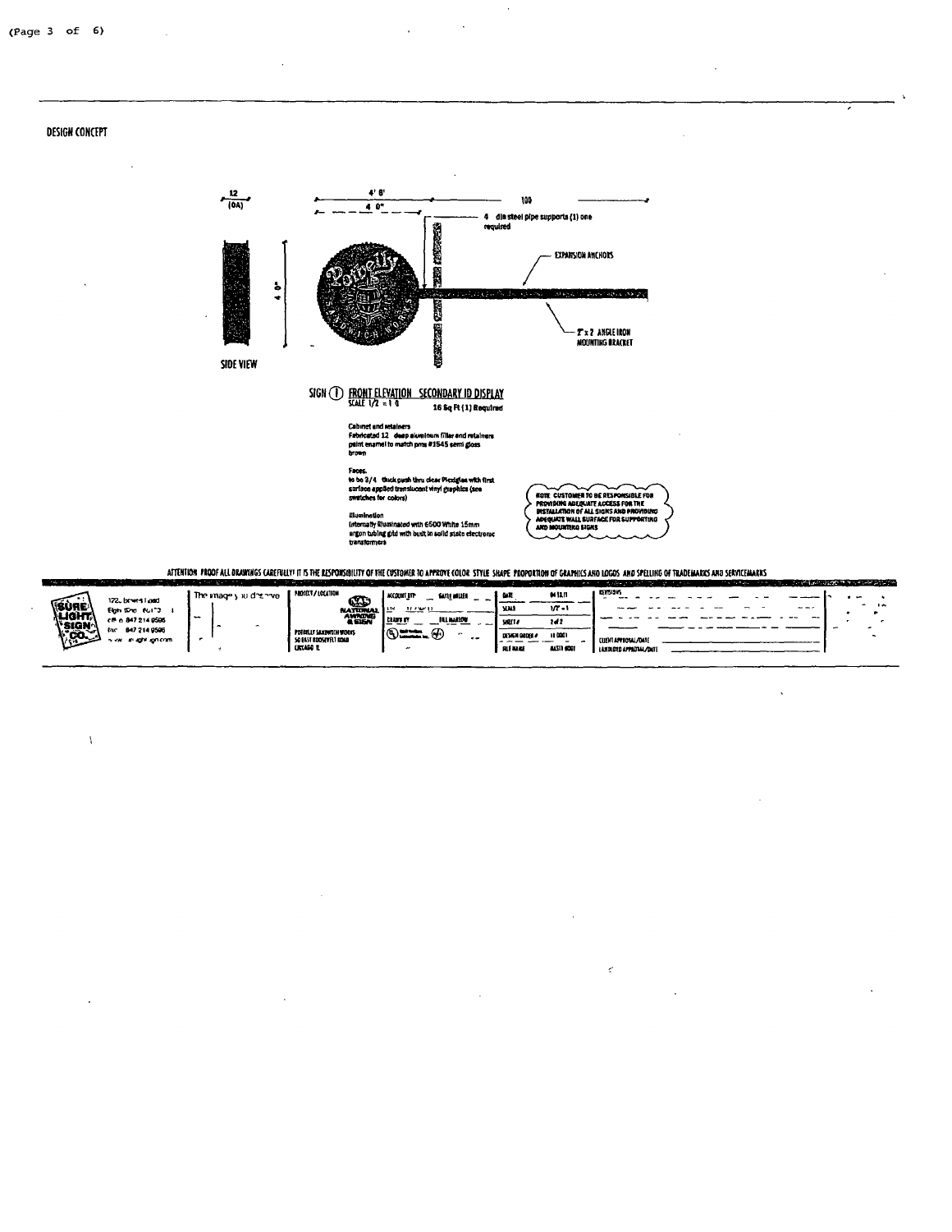DESIGN CONCEPT

12 (0A)

4' 8"

4' 0"

100

4" dia steel pipe supports (1) one required

EXPANSION ANCHORS

2" x 2" ANGLE IRON MOUNTING BRACKET

4' 0"

SIDE VIEW

SIGN (1) FRONT ELEVATION SECONDARY ID DISPLAY
SCALE 1/2" = 1' 0"

16 Sq Ft (1) Required

Cabinet and retainers
Fabricated 12" deep aluminum filler and retainers paint enamel to match pms #1545 semi gloss brown

Faces
to be 3/4" thick push thru clear Plexiglas with first surface applied translucent vinyl graphics (see swatches for colors)

Illumination
Internally illuminated with 6500 White 15mm argon tubing grid with built in solid state electronic transformers

NOTE: CUSTOMER TO BE RESPONSIBLE FOR PROVIDING ADEQUATE ACCESS FOR THE INSTALLATION OF ALL SIGNS AND PROVIDING ADEQUATE WALL SURFACE FOR SUPPORTING AND MOUNTING SIGNS

ATTENTION: PROOF ALL DRAWINGS CAREFULLY! IT IS THE RESPONSIBILITY OF THE CUSTOMER TO APPROVE COLOR, STYLE, SHAPE, PROPORTION OF GRAPHICS AND LOGOS AND SPELLING OF TRADEMARKS AND SERVICEMARKS

| SURE LIGHT SIGN CO. | PROJECT / LOCATION | ACCOUNT REP | DATE | REVISIONS |
|---|---|---|---|---|
| 172 Bowes Road, Elgin, IL | POTBELLY SANDWICH WORKS | GAYLE MILLER | 04.13.11 | |
| ph 847 214 9595 | 50 EAST ROOSEVELT ROAD | DRAWN BY: BILL MARLOW | SCALE: 1/2" = 1' | CLIENT APPROVAL/DATE |
| fax 847 214 9596 | CHICAGO IL | | SHEET #: 1 of 2 | LANDLORD APPROVAL/DATE |
| | | | DESIGN ORDER #: 11 0001 | |
| | | | FILE NAME: MASTER 0001 | |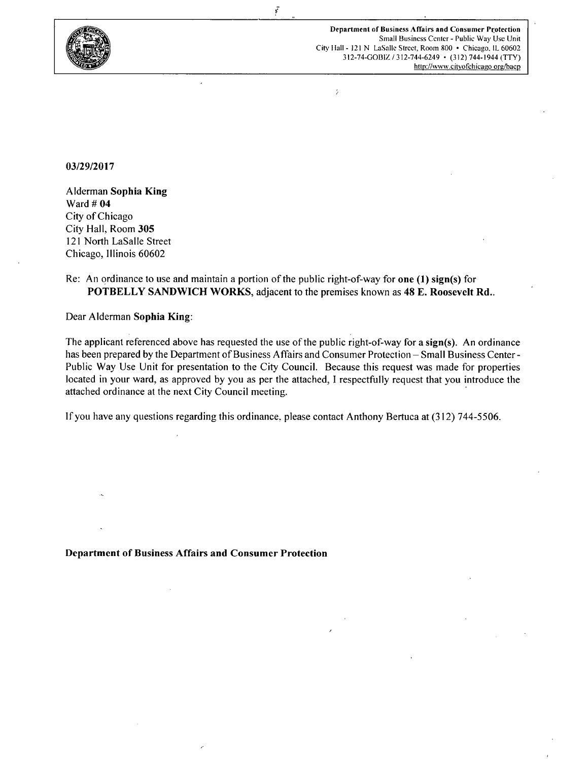**Department of Business Affairs and Consumer Protection**
Small Business Center - Public Way Use Unit
City Hall - 121 N LaSalle Street, Room 800 • Chicago, IL 60602
312-74-GOBIZ / 312-744-6249 • (312) 744-1944 (TTY)
http://www.cityofchicago.org/bacp

**03/29/2017**

Alderman **Sophia King**
Ward # **04**
City of Chicago
City Hall, Room **305**
121 North LaSalle Street
Chicago, Illinois 60602

Re: An ordinance to use and maintain a portion of the public right-of-way for **one (1) sign(s)** for **POTBELLY SANDWICH WORKS**, adjacent to the premises known as **48 E. Roosevelt Rd.**.

Dear Alderman **Sophia King**:

The applicant referenced above has requested the use of the public right-of-way for a **sign(s)**. An ordinance has been prepared by the Department of Business Affairs and Consumer Protection – Small Business Center - Public Way Use Unit for presentation to the City Council. Because this request was made for properties located in your ward, as approved by you as per the attached, I respectfully request that you introduce the attached ordinance at the next City Council meeting.

If you have any questions regarding this ordinance, please contact Anthony Bertuca at (312) 744-5506.

**Department of Business Affairs and Consumer Protection**